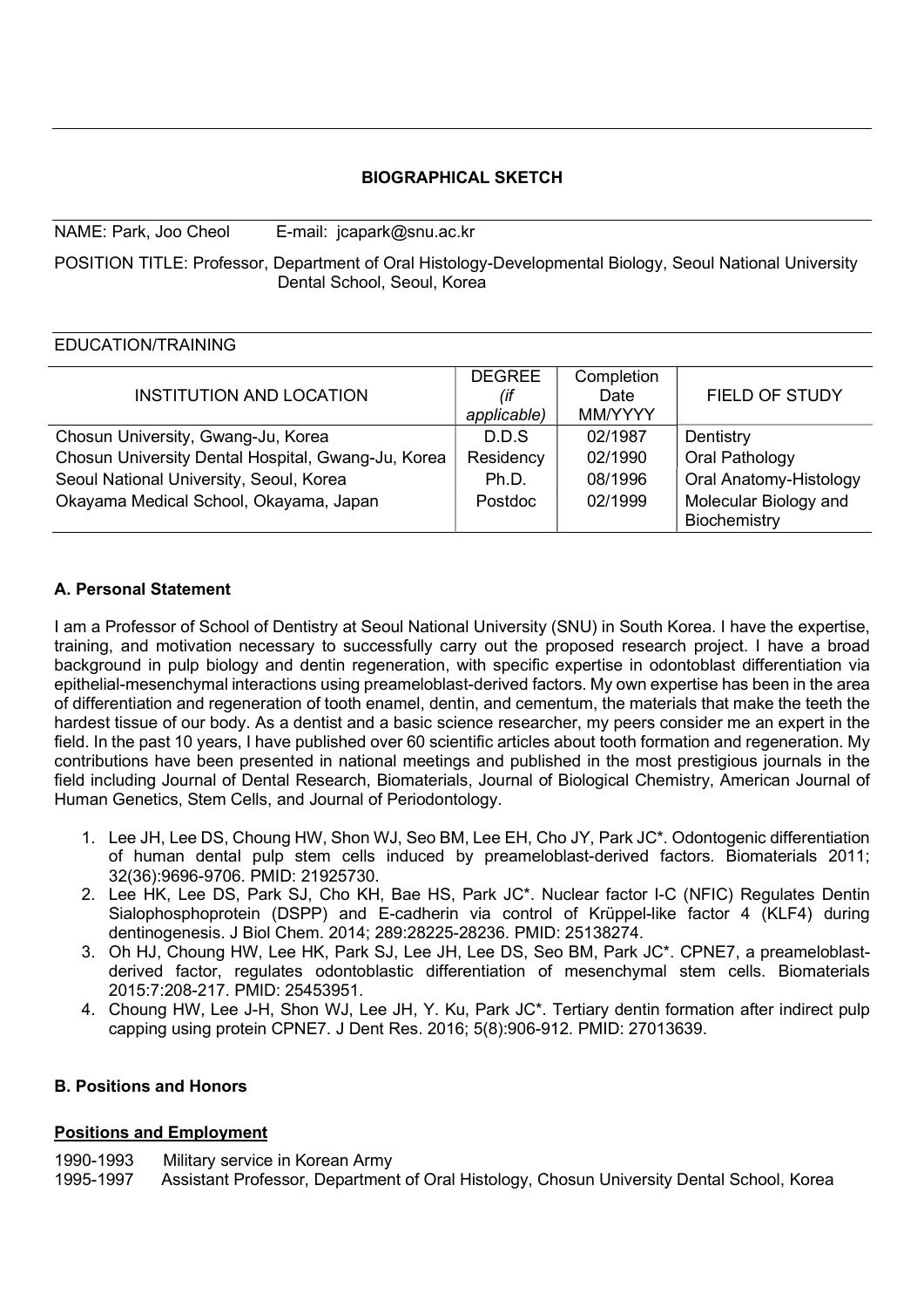# BIOGRAPHICAL SKETCH

NAME: Park, Joo Cheol  E-mail: jcapark@snu.ac.kr

POSITION TITLE: Professor, Department of Oral Histology-Developmental Biology, Seoul National University Dental School, Seoul, Korea

EDUCATION/TRAINING

| INSTITUTION AND LOCATION | DEGREE *(if applicable)* | Completion Date MM/YYYY | FIELD OF STUDY |
|---|---|---|---|
| Chosun University, Gwang-Ju, Korea | D.D.S | 02/1987 | Dentistry |
| Chosun University Dental Hospital, Gwang-Ju, Korea | Residency | 02/1990 | Oral Pathology |
| Seoul National University, Seoul, Korea | Ph.D. | 08/1996 | Oral Anatomy-Histology |
| Okayama Medical School, Okayama, Japan | Postdoc | 02/1999 | Molecular Biology and Biochemistry |

## A. Personal Statement

I am a Professor of School of Dentistry at Seoul National University (SNU) in South Korea. I have the expertise, training, and motivation necessary to successfully carry out the proposed research project. I have a broad background in pulp biology and dentin regeneration, with specific expertise in odontoblast differentiation via epithelial-mesenchymal interactions using preameloblast-derived factors. My own expertise has been in the area of differentiation and regeneration of tooth enamel, dentin, and cementum, the materials that make the teeth the hardest tissue of our body. As a dentist and a basic science researcher, my peers consider me an expert in the field. In the past 10 years, I have published over 60 scientific articles about tooth formation and regeneration. My contributions have been presented in national meetings and published in the most prestigious journals in the field including Journal of Dental Research, Biomaterials, Journal of Biological Chemistry, American Journal of Human Genetics, Stem Cells, and Journal of Periodontology.

1. Lee JH, Lee DS, Choung HW, Shon WJ, Seo BM, Lee EH, Cho JY, Park JC*. Odontogenic differentiation of human dental pulp stem cells induced by preameloblast-derived factors. Biomaterials 2011; 32(36):9696-9706. PMID: 21925730.
2. Lee HK, Lee DS, Park SJ, Cho KH, Bae HS, Park JC*. Nuclear factor I-C (NFIC) Regulates Dentin Sialophosphoprotein (DSPP) and E-cadherin via control of Krüppel-like factor 4 (KLF4) during dentinogenesis. J Biol Chem. 2014; 289:28225-28236. PMID: 25138274.
3. Oh HJ, Choung HW, Lee HK, Park SJ, Lee JH, Lee DS, Seo BM, Park JC*. CPNE7, a preameloblast-derived factor, regulates odontoblastic differentiation of mesenchymal stem cells. Biomaterials 2015:7:208-217. PMID: 25453951.
4. Choung HW, Lee J-H, Shon WJ, Lee JH, Y. Ku, Park JC*. Tertiary dentin formation after indirect pulp capping using protein CPNE7. J Dent Res. 2016; 5(8):906-912. PMID: 27013639.

## B. Positions and Honors

### Positions and Employment

1990-1993  Military service in Korean Army
1995-1997  Assistant Professor, Department of Oral Histology, Chosun University Dental School, Korea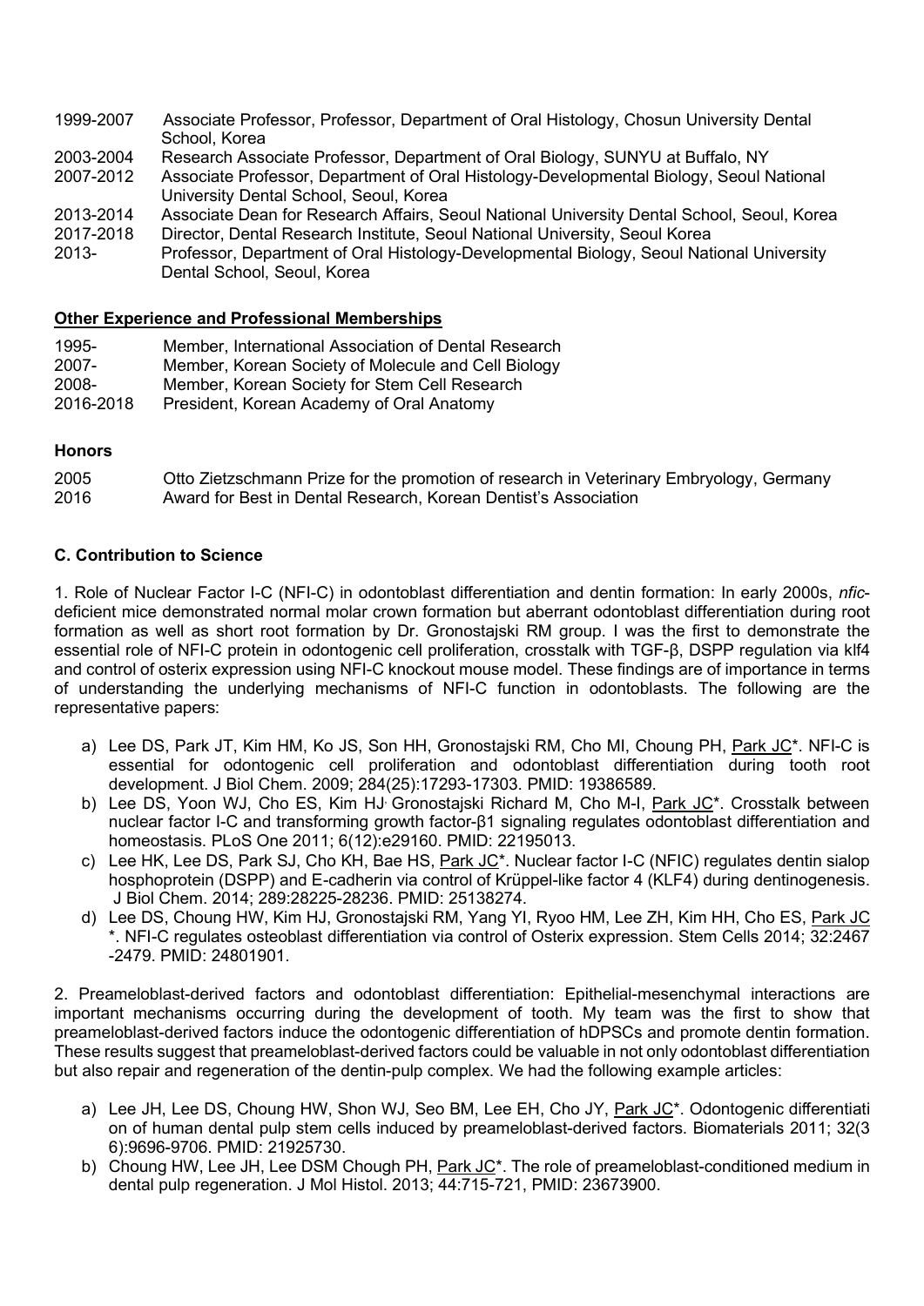| | |
|---|---|
| 1999-2007 | Associate Professor, Professor, Department of Oral Histology, Chosun University Dental School, Korea |
| 2003-2004 | Research Associate Professor, Department of Oral Biology, SUNYU at Buffalo, NY |
| 2007-2012 | Associate Professor, Department of Oral Histology-Developmental Biology, Seoul National University Dental School, Seoul, Korea |
| 2013-2014 | Associate Dean for Research Affairs, Seoul National University Dental School, Seoul, Korea |
| 2017-2018 | Director, Dental Research Institute, Seoul National University, Seoul Korea |
| 2013- | Professor, Department of Oral Histology-Developmental Biology, Seoul National University Dental School, Seoul, Korea |

**Other Experience and Professional Memberships**

| | |
|---|---|
| 1995- | Member, International Association of Dental Research |
| 2007- | Member, Korean Society of Molecule and Cell Biology |
| 2008- | Member, Korean Society for Stem Cell Research |
| 2016-2018 | President, Korean Academy of Oral Anatomy |

**Honors**

| | |
|---|---|
| 2005 | Otto Zietzschmann Prize for the promotion of research in Veterinary Embryology, Germany |
| 2016 | Award for Best in Dental Research, Korean Dentist's Association |

**C. Contribution to Science**

1. Role of Nuclear Factor I-C (NFI-C) in odontoblast differentiation and dentin formation: In early 2000s, *nfic*-deficient mice demonstrated normal molar crown formation but aberrant odontoblast differentiation during root formation as well as short root formation by Dr. Gronostajski RM group. I was the first to demonstrate the essential role of NFI-C protein in odontogenic cell proliferation, crosstalk with TGF-β, DSPP regulation via klf4 and control of osterix expression using NFI-C knockout mouse model. These findings are of importance in terms of understanding the underlying mechanisms of NFI-C function in odontoblasts. The following are the representative papers:

   a) Lee DS, Park JT, Kim HM, Ko JS, Son HH, Gronostajski RM, Cho MI, Choung PH, Park JC*. NFI-C is essential for odontogenic cell proliferation and odontoblast differentiation during tooth root development. J Biol Chem. 2009; 284(25):17293-17303. PMID: 19386589.
   b) Lee DS, Yoon WJ, Cho ES, Kim HJ, Gronostajski Richard M, Cho M-I, Park JC*. Crosstalk between nuclear factor I-C and transforming growth factor-β1 signaling regulates odontoblast differentiation and homeostasis. PLoS One 2011; 6(12):e29160. PMID: 22195013.
   c) Lee HK, Lee DS, Park SJ, Cho KH, Bae HS, Park JC*. Nuclear factor I-C (NFIC) regulates dentin sialop hosphoprotein (DSPP) and E-cadherin via control of Krüppel-like factor 4 (KLF4) during dentinogenesis. J Biol Chem. 2014; 289:28225-28236. PMID: 25138274.
   d) Lee DS, Choung HW, Kim HJ, Gronostajski RM, Yang YI, Ryoo HM, Lee ZH, Kim HH, Cho ES, Park JC *. NFI-C regulates osteoblast differentiation via control of Osterix expression. Stem Cells 2014; 32:2467 -2479. PMID: 24801901.

2. Preameloblast-derived factors and odontoblast differentiation: Epithelial-mesenchymal interactions are important mechanisms occurring during the development of tooth. My team was the first to show that preameloblast-derived factors induce the odontogenic differentiation of hDPSCs and promote dentin formation. These results suggest that preameloblast-derived factors could be valuable in not only odontoblast differentiation but also repair and regeneration of the dentin-pulp complex. We had the following example articles:

   a) Lee JH, Lee DS, Choung HW, Shon WJ, Seo BM, Lee EH, Cho JY, Park JC*. Odontogenic differentiation of human dental pulp stem cells induced by preameloblast-derived factors. Biomaterials 2011; 32(36):9696-9706. PMID: 21925730.
   b) Choung HW, Lee JH, Lee DSM Chough PH, Park JC*. The role of preameloblast-conditioned medium in dental pulp regeneration. J Mol Histol. 2013; 44:715-721, PMID: 23673900.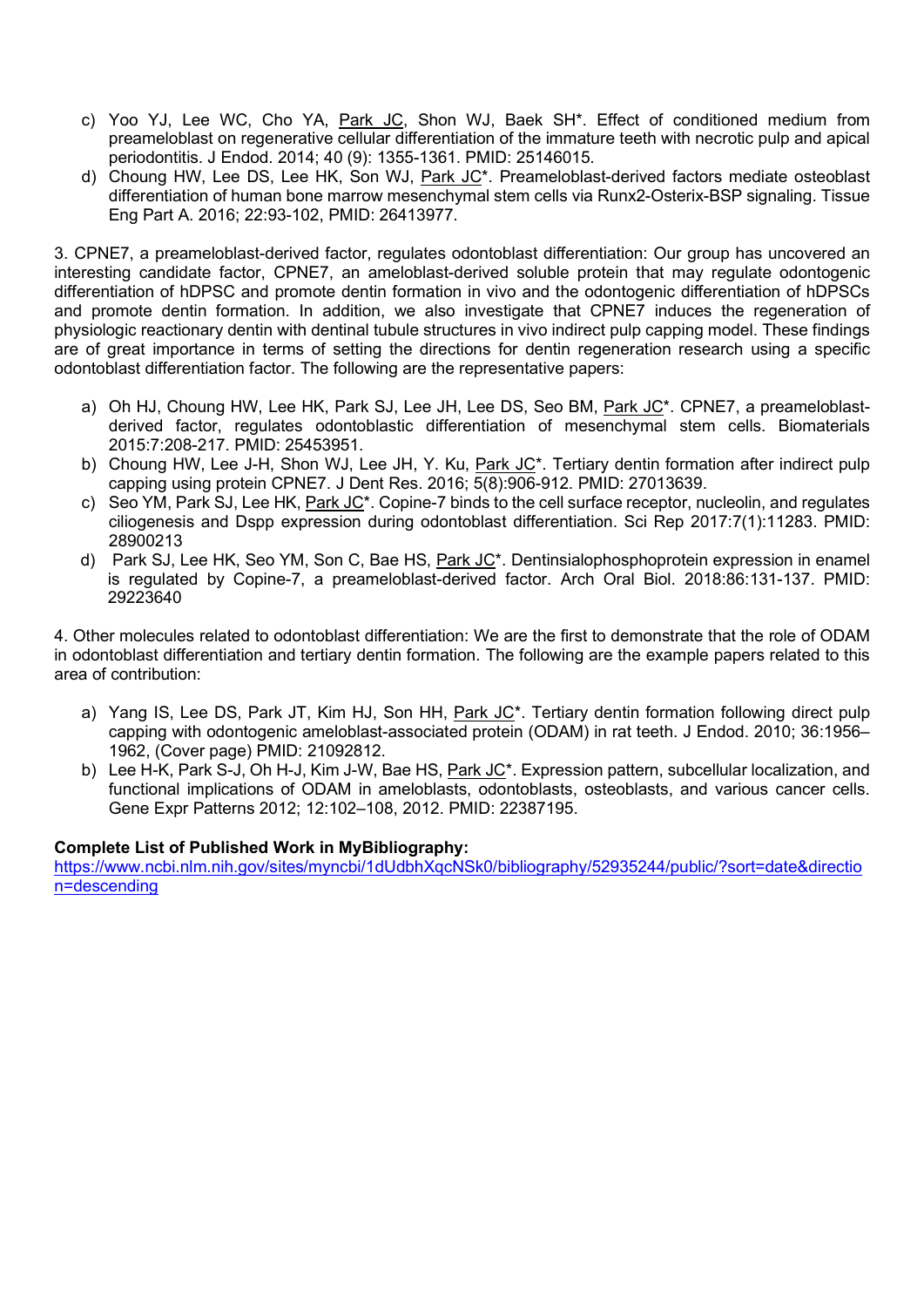c) Yoo YJ, Lee WC, Cho YA, Park JC, Shon WJ, Baek SH*. Effect of conditioned medium from preameloblast on regenerative cellular differentiation of the immature teeth with necrotic pulp and apical periodontitis. J Endod. 2014; 40 (9): 1355-1361. PMID: 25146015.

d) Choung HW, Lee DS, Lee HK, Son WJ, Park JC*. Preameloblast-derived factors mediate osteoblast differentiation of human bone marrow mesenchymal stem cells via Runx2-Osterix-BSP signaling. Tissue Eng Part A. 2016; 22:93-102, PMID: 26413977.

3. CPNE7, a preameloblast-derived factor, regulates odontoblast differentiation: Our group has uncovered an interesting candidate factor, CPNE7, an ameloblast-derived soluble protein that may regulate odontogenic differentiation of hDPSC and promote dentin formation in vivo and the odontogenic differentiation of hDPSCs and promote dentin formation. In addition, we also investigate that CPNE7 induces the regeneration of physiologic reactionary dentin with dentinal tubule structures in vivo indirect pulp capping model. These findings are of great importance in terms of setting the directions for dentin regeneration research using a specific odontoblast differentiation factor. The following are the representative papers:

a) Oh HJ, Choung HW, Lee HK, Park SJ, Lee JH, Lee DS, Seo BM, Park JC*. CPNE7, a preameloblast-derived factor, regulates odontoblastic differentiation of mesenchymal stem cells. Biomaterials 2015:7:208-217. PMID: 25453951.

b) Choung HW, Lee J-H, Shon WJ, Lee JH, Y. Ku, Park JC*. Tertiary dentin formation after indirect pulp capping using protein CPNE7. J Dent Res. 2016; 5(8):906-912. PMID: 27013639.

c) Seo YM, Park SJ, Lee HK, Park JC*. Copine-7 binds to the cell surface receptor, nucleolin, and regulates ciliogenesis and Dspp expression during odontoblast differentiation. Sci Rep 2017:7(1):11283. PMID: 28900213

d) Park SJ, Lee HK, Seo YM, Son C, Bae HS, Park JC*. Dentinsialophosphoprotein expression in enamel is regulated by Copine-7, a preameloblast-derived factor. Arch Oral Biol. 2018:86:131-137. PMID: 29223640

4. Other molecules related to odontoblast differentiation: We are the first to demonstrate that the role of ODAM in odontoblast differentiation and tertiary dentin formation. The following are the example papers related to this area of contribution:

a) Yang IS, Lee DS, Park JT, Kim HJ, Son HH, Park JC*. Tertiary dentin formation following direct pulp capping with odontogenic ameloblast-associated protein (ODAM) in rat teeth. J Endod. 2010; 36:1956–1962, (Cover page) PMID: 21092812.

b) Lee H-K, Park S-J, Oh H-J, Kim J-W, Bae HS, Park JC*. Expression pattern, subcellular localization, and functional implications of ODAM in ameloblasts, odontoblasts, osteoblasts, and various cancer cells. Gene Expr Patterns 2012; 12:102–108, 2012. PMID: 22387195.

**Complete List of Published Work in MyBibliography:**
https://www.ncbi.nlm.nih.gov/sites/myncbi/1dUdbhXqcNSk0/bibliography/52935244/public/?sort=date&direction=descending